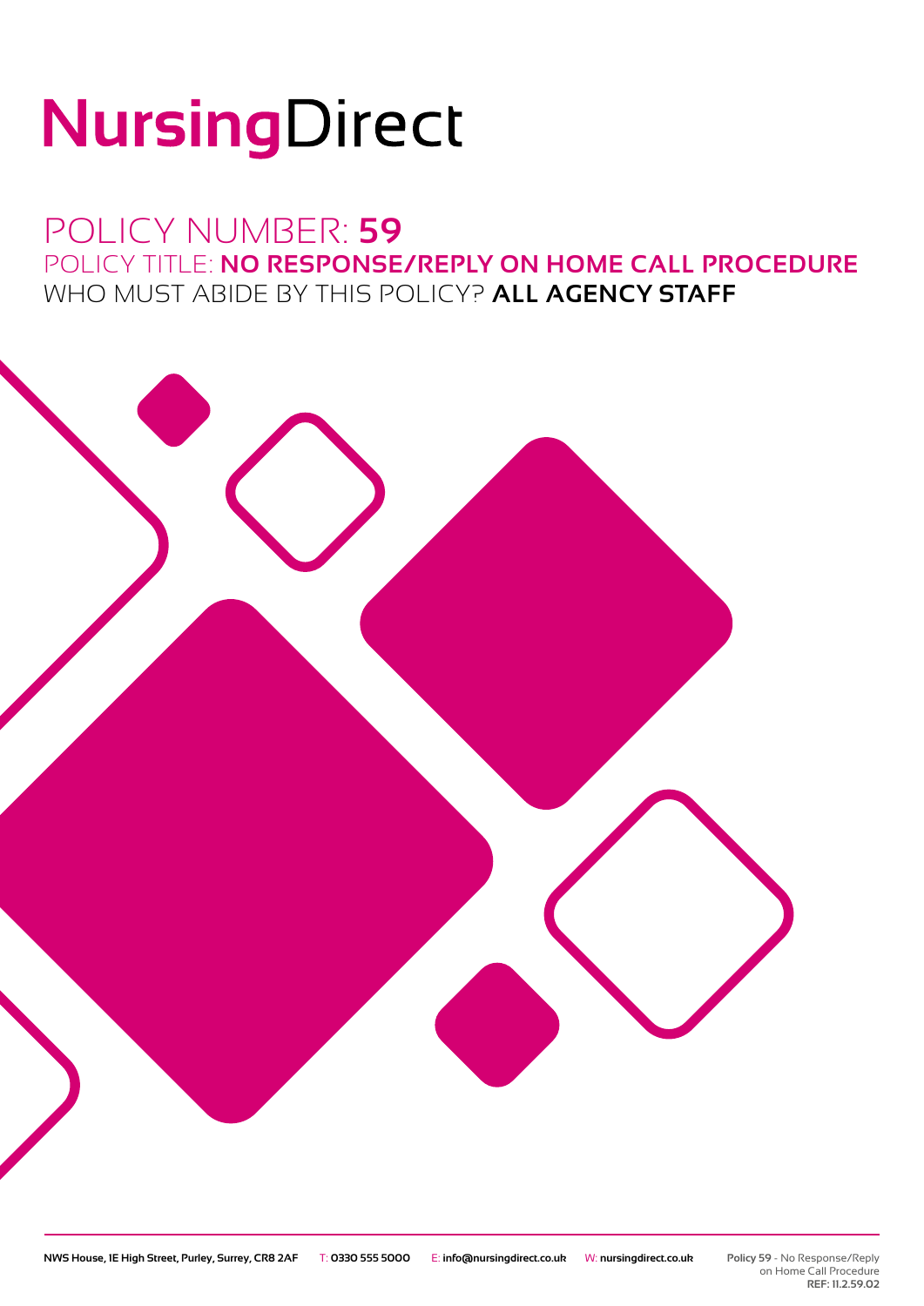# NursingDirect

## POLICY NUMBER: **59**

### POLICY TITLE: **NO RESPONSE/REPLY ON HOME CALL PROCEDURE**

### WHO MUST ABIDE BY THIS POLICY? **ALL AGENCY STAFF**

**NWS House, 1E High Street, Purley, Surrey, CR8 2AF** T: **0330 555 5000** E: **info@nursingdirect.co.uk** W: **nursingdirect.co.uk**

**Policy 59** - No Response/Reply on Home Call Procedure
**REF: 11.2.59.02**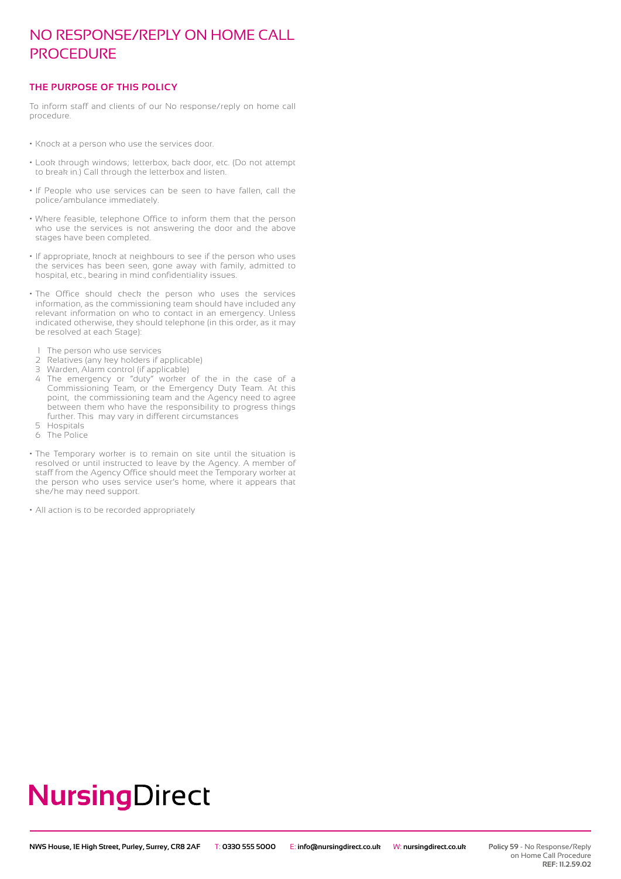# NO RESPONSE/REPLY ON HOME CALL PROCEDURE

### THE PURPOSE OF THIS POLICY

To inform staff and clients of our No response/reply on home call procedure.

- Knock at a person who use the services door.
- Look through windows; letterbox, back door, etc. (Do not attempt to break in.) Call through the letterbox and listen.
- If People who use services can be seen to have fallen, call the police/ambulance immediately.
- Where feasible, telephone Office to inform them that the person who use the services is not answering the door and the above stages have been completed.
- If appropriate, knock at neighbours to see if the person who uses the services has been seen, gone away with family, admitted to hospital, etc., bearing in mind confidentiality issues.
- The Office should check the person who uses the services information, as the commissioning team should have included any relevant information on who to contact in an emergency. Unless indicated otherwise, they should telephone (in this order, as it may be resolved at each Stage):

  1. The person who use services
  2. Relatives (any key holders if applicable)
  3. Warden, Alarm control (if applicable)
  4. The emergency or "duty" worker of the in the case of a Commissioning Team, or the Emergency Duty Team. At this point, the commissioning team and the Agency need to agree between them who have the responsibility to progress things further. This may vary in different circumstances
  5. Hospitals
  6. The Police

- The Temporary worker is to remain on site until the situation is resolved or until instructed to leave by the Agency. A member of staff from the Agency Office should meet the Temporary worker at the person who uses service user's home, where it appears that she/he may need support.
- All action is to be recorded appropriately

**NursingDirect**

**NWS House, 1E High Street, Purley, Surrey, CR8 2AF** T: **0330 555 5000** E: **info@nursingdirect.co.uk** W: **nursingdirect.co.uk**

**Policy 59** - No Response/Reply on Home Call Procedure
**REF: 11.2.59.02**